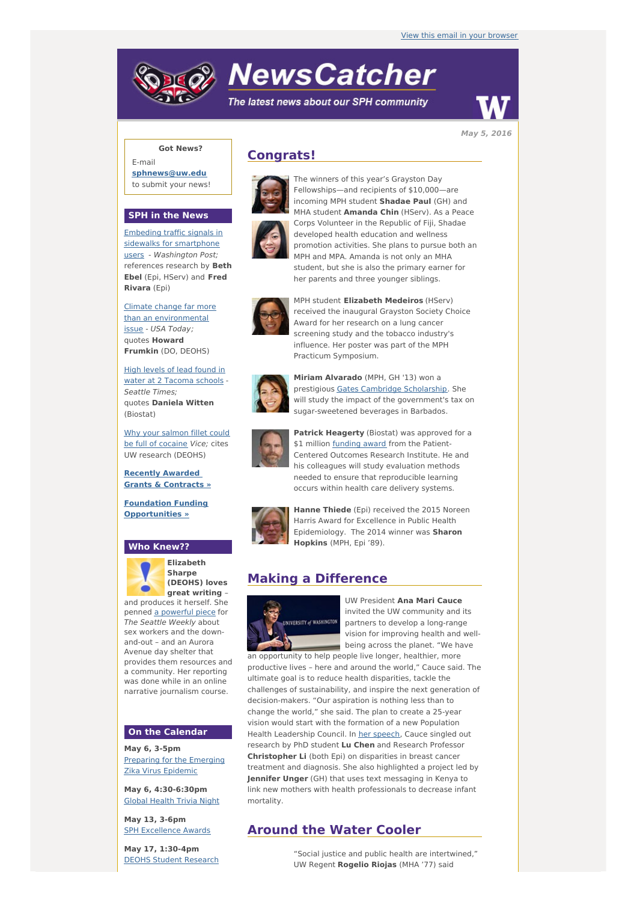View this email in your browser

# NewsCatcher

*The latest news about our SPH community*

**May 5, 2016**

**Got News?**

E-mail **sphnews@uw.edu** to submit your news!

## SPH in the News

Embeding traffic signals in sidewalks for smartphone users - *Washington Post;* references research by **Beth Ebel** (Epi, HServ) and **Fred Rivara** (Epi)

Climate change far more than an environmental issue - *USA Today;* quotes **Howard Frumkin** (DO, DEOHS)

High levels of lead found in water at 2 Tacoma schools - *Seattle Times;* quotes **Daniela Witten** (Biostat)

Why your salmon fillet could be full of cocaine *Vice;* cites UW research (DEOHS)

**Recently Awarded Grants & Contracts »**

**Foundation Funding Opportunities »**

## Who Knew??

**Elizabeth Sharpe (DEOHS) loves great writing** – and produces it herself. She penned a powerful piece for *The Seattle Weekly* about sex workers and the down-and-out – and an Aurora Avenue day shelter that provides them resources and a community. Her reporting was done while in an online narrative journalism course.

## On the Calendar

**May 6, 3-5pm**
Preparing for the Emerging Zika Virus Epidemic

**May 6, 4:30-6:30pm**
Global Health Trivia Night

**May 13, 3-6pm**
SPH Excellence Awards

**May 17, 1:30-4pm**
DEOHS Student Research

## Congrats!

The winners of this year's Grayston Day Fellowships—and recipients of $10,000—are incoming MPH student **Shadae Paul** (GH) and MHA student **Amanda Chin** (HServ). As a Peace Corps Volunteer in the Republic of Fiji, Shadae developed health education and wellness promotion activities. She plans to pursue both an MPH and MPA. Amanda is not only an MHA student, but she is also the primary earner for her parents and three younger siblings.

MPH student **Elizabeth Medeiros** (HServ) received the inaugural Grayston Society Choice Award for her research on a lung cancer screening study and the tobacco industry's influence. Her poster was part of the MPH Practicum Symposium.

**Miriam Alvarado** (MPH, GH '13) won a prestigious Gates Cambridge Scholarship. She will study the impact of the government's tax on sugar-sweetened beverages in Barbados.

**Patrick Heagerty** (Biostat) was approved for a $1 million funding award from the Patient-Centered Outcomes Research Institute. He and his colleagues will study evaluation methods needed to ensure that reproducible learning occurs within health care delivery systems.

**Hanne Thiede** (Epi) received the 2015 Noreen Harris Award for Excellence in Public Health Epidemiology. The 2014 winner was **Sharon Hopkins** (MPH, Epi '89).

## Making a Difference

UW President **Ana Mari Cauce** invited the UW community and its partners to develop a long-range vision for improving health and well-being across the planet. "We have an opportunity to help people live longer, healthier, more productive lives – here and around the world," Cauce said. The ultimate goal is to reduce health disparities, tackle the challenges of sustainability, and inspire the next generation of decision-makers. "Our aspiration is nothing less than to change the world," she said. The plan to create a 25-year vision would start with the formation of a new Population Health Leadership Council. In her speech, Cauce singled out research by PhD student **Lu Chen** and Research Professor **Christopher Li** (both Epi) on disparities in breast cancer treatment and diagnosis. She also highlighted a project led by **Jennifer Unger** (GH) that uses text messaging in Kenya to link new mothers with health professionals to decrease infant mortality.

## Around the Water Cooler

"Social justice and public health are intertwined," UW Regent **Rogelio Riojas** (MHA '77) said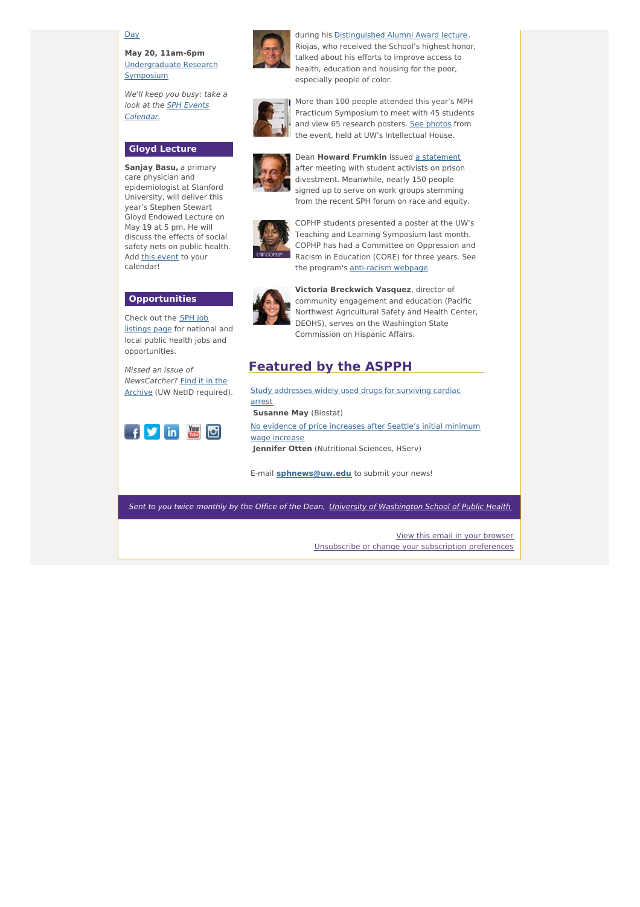Day

**May 20, 11am-6pm**
Undergraduate Research Symposium

*We'll keep you busy: take a look at the SPH Events Calendar.*

## Gloyd Lecture

**Sanjay Basu,** a primary care physician and epidemiologist at Stanford University, will deliver this year's Stephen Stewart Gloyd Endowed Lecture on May 19 at 5 pm. He will discuss the effects of social safety nets on public health. Add this event to your calendar!

## Opportunities

Check out the SPH job listings page for national and local public health jobs and opportunities.

*Missed an issue of NewsCatcher?* Find it in the Archive (UW NetID required).

during his Distinguished Alumni Award lecture. Riojas, who received the School's highest honor, talked about his efforts to improve access to health, education and housing for the poor, especially people of color.

More than 100 people attended this year's MPH Practicum Symposium to meet with 45 students and view 65 research posters. See photos from the event, held at UW's Intellectual House.

Dean **Howard Frumkin** issued a statement after meeting with student activists on prison divestment. Meanwhile, nearly 150 people signed up to serve on work groups stemming from the recent SPH forum on race and equity.

COPHP students presented a poster at the UW's Teaching and Learning Symposium last month. COPHP has had a Committee on Oppression and Racism in Education (CORE) for three years. See the program's anti-racism webpage.

**Victoria Breckwich Vasquez**, director of community engagement and education (Pacific Northwest Agricultural Safety and Health Center, DEOHS), serves on the Washington State Commission on Hispanic Affairs.

## Featured by the ASPPH

Study addresses widely used drugs for surviving cardiac arrest
**Susanne May** (Biostat)

No evidence of price increases after Seattle's initial minimum wage increase
**Jennifer Otten** (Nutritional Sciences, HServ)

E-mail **sphnews@uw.edu** to submit your news!

*Sent to you twice monthly by the Office of the Dean, University of Washington School of Public Health*

View this email in your browser
Unsubscribe or change your subscription preferences